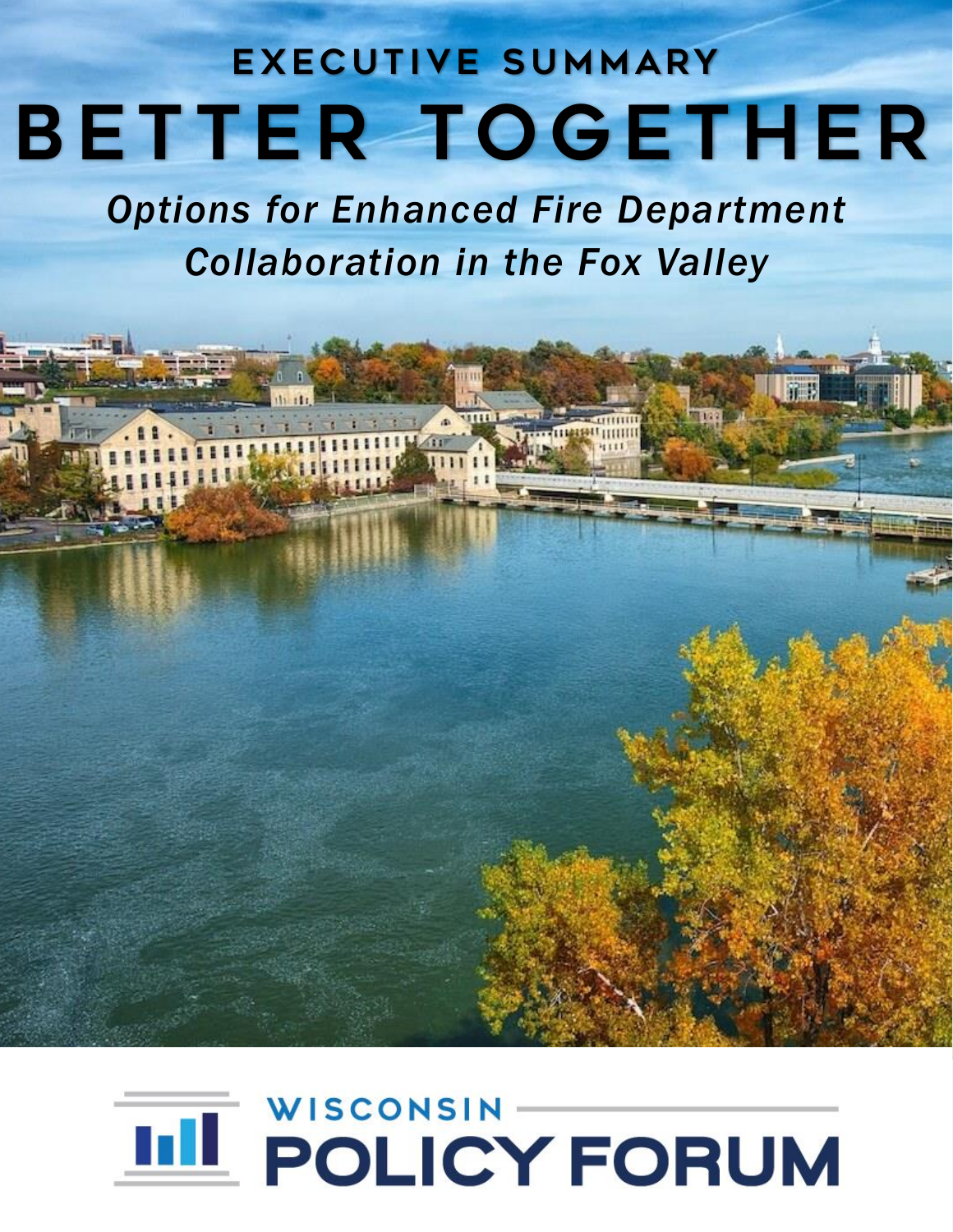# EXECUTIVE SUMMARY

# BETTER TOGETHER

*Options for Enhanced Fire Department Collaboration in the Fox Valley*

WISCONSIN POLICY FORUM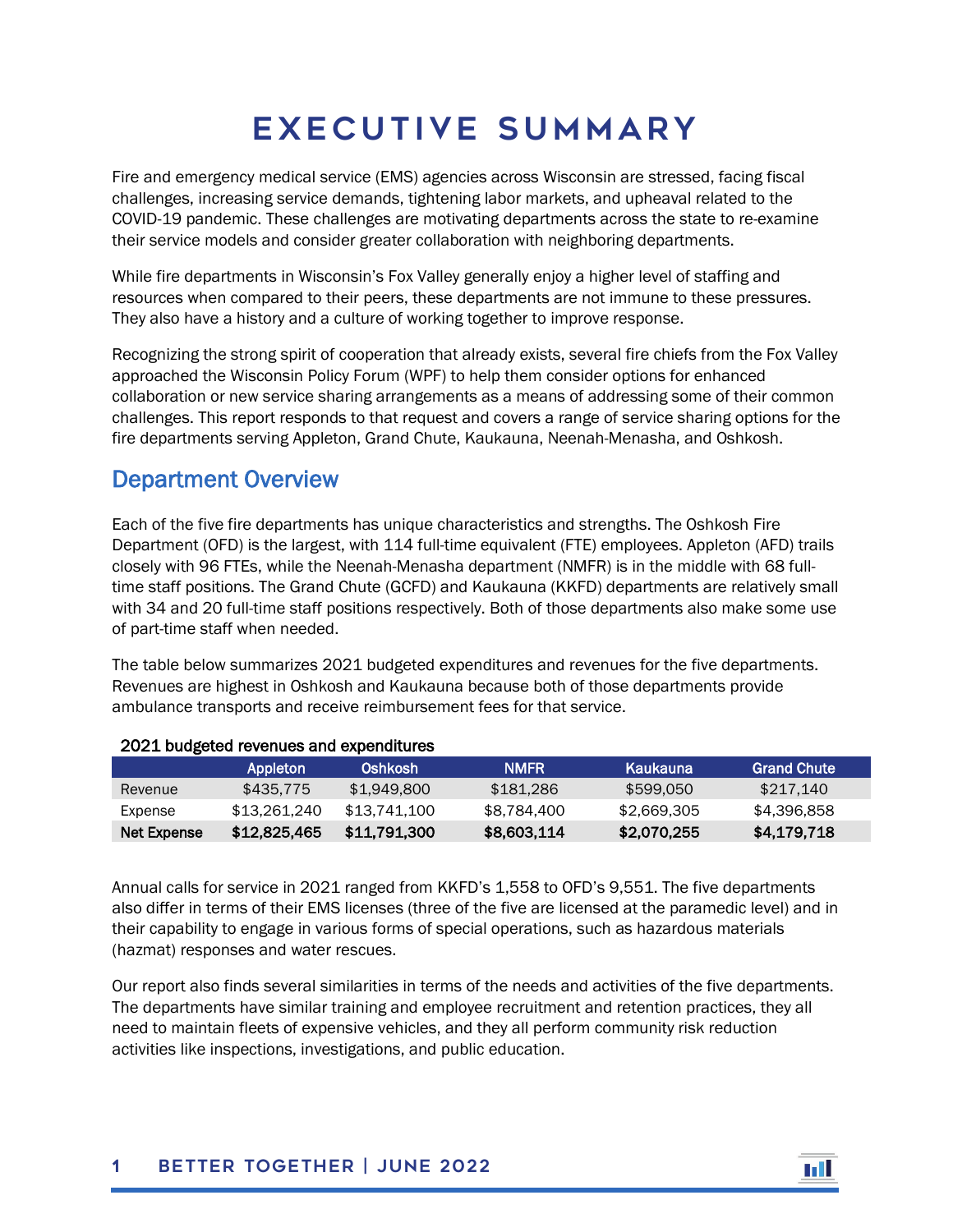# EXECUTIVE SUMMARY

Fire and emergency medical service (EMS) agencies across Wisconsin are stressed, facing fiscal challenges, increasing service demands, tightening labor markets, and upheaval related to the COVID-19 pandemic. These challenges are motivating departments across the state to re-examine their service models and consider greater collaboration with neighboring departments.

While fire departments in Wisconsin's Fox Valley generally enjoy a higher level of staffing and resources when compared to their peers, these departments are not immune to these pressures. They also have a history and a culture of working together to improve response.

Recognizing the strong spirit of cooperation that already exists, several fire chiefs from the Fox Valley approached the Wisconsin Policy Forum (WPF) to help them consider options for enhanced collaboration or new service sharing arrangements as a means of addressing some of their common challenges. This report responds to that request and covers a range of service sharing options for the fire departments serving Appleton, Grand Chute, Kaukauna, Neenah-Menasha, and Oshkosh.

## Department Overview

Each of the five fire departments has unique characteristics and strengths. The Oshkosh Fire Department (OFD) is the largest, with 114 full-time equivalent (FTE) employees. Appleton (AFD) trails closely with 96 FTEs, while the Neenah-Menasha department (NMFR) is in the middle with 68 full-time staff positions. The Grand Chute (GCFD) and Kaukauna (KKFD) departments are relatively small with 34 and 20 full-time staff positions respectively. Both of those departments also make some use of part-time staff when needed.

The table below summarizes 2021 budgeted expenditures and revenues for the five departments. Revenues are highest in Oshkosh and Kaukauna because both of those departments provide ambulance transports and receive reimbursement fees for that service.

**2021 budgeted revenues and expenditures**

| | Appleton | Oshkosh | NMFR | Kaukauna | Grand Chute |
|---|---|---|---|---|---|
| Revenue | $435,775 | $1,949,800 | $181,286 | $599,050 | $217,140 |
| Expense | $13,261,240 | $13,741,100 | $8,784,400 | $2,669,305 | $4,396,858 |
| **Net Expense** | **$12,825,465** | **$11,791,300** | **$8,603,114** | **$2,070,255** | **$4,179,718** |

Annual calls for service in 2021 ranged from KKFD's 1,558 to OFD's 9,551. The five departments also differ in terms of their EMS licenses (three of the five are licensed at the paramedic level) and in their capability to engage in various forms of special operations, such as hazardous materials (hazmat) responses and water rescues.

Our report also finds several similarities in terms of the needs and activities of the five departments. The departments have similar training and employee recruitment and retention practices, they all need to maintain fleets of expensive vehicles, and they all perform community risk reduction activities like inspections, investigations, and public education.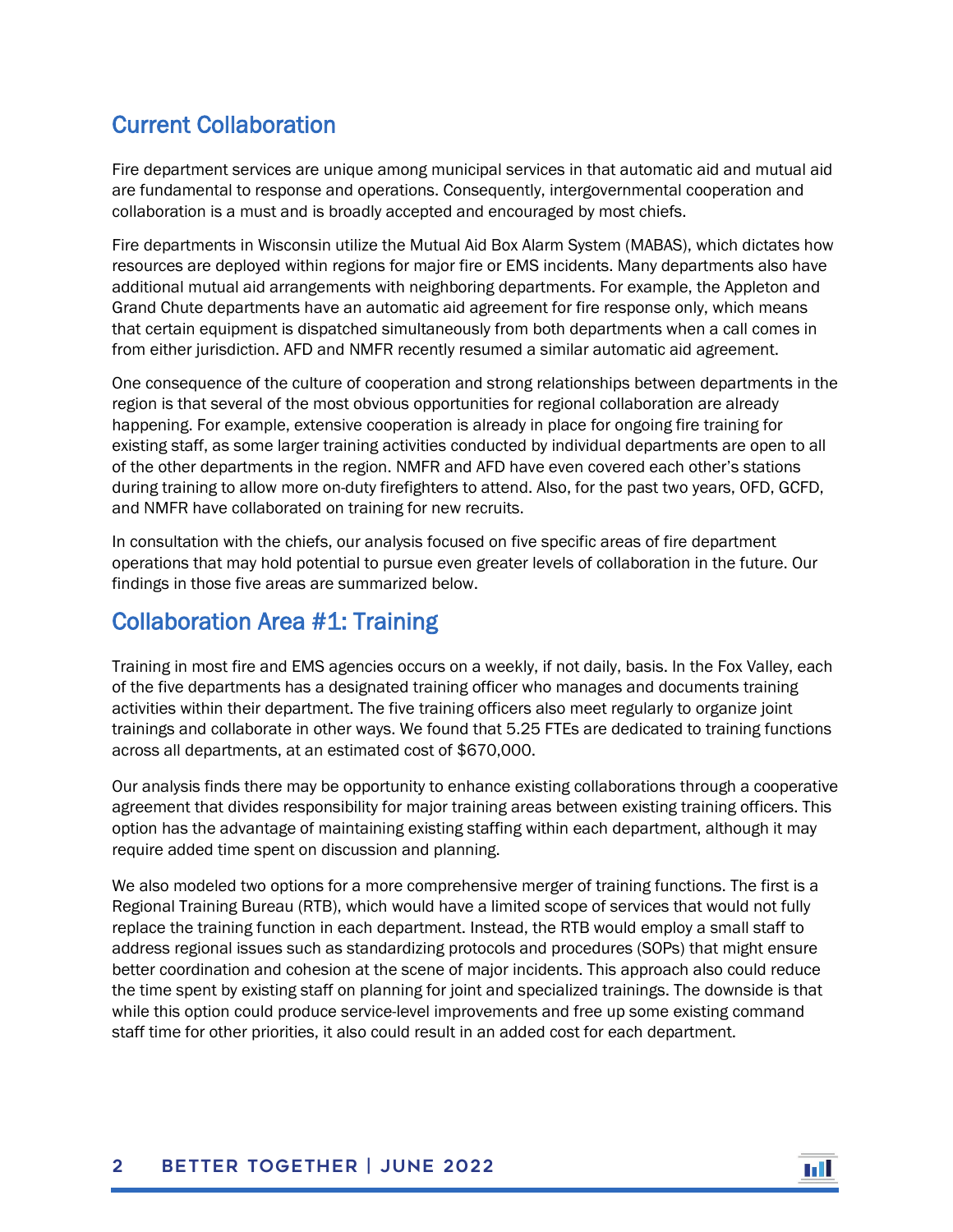## Current Collaboration

Fire department services are unique among municipal services in that automatic aid and mutual aid are fundamental to response and operations. Consequently, intergovernmental cooperation and collaboration is a must and is broadly accepted and encouraged by most chiefs.

Fire departments in Wisconsin utilize the Mutual Aid Box Alarm System (MABAS), which dictates how resources are deployed within regions for major fire or EMS incidents. Many departments also have additional mutual aid arrangements with neighboring departments. For example, the Appleton and Grand Chute departments have an automatic aid agreement for fire response only, which means that certain equipment is dispatched simultaneously from both departments when a call comes in from either jurisdiction. AFD and NMFR recently resumed a similar automatic aid agreement.

One consequence of the culture of cooperation and strong relationships between departments in the region is that several of the most obvious opportunities for regional collaboration are already happening. For example, extensive cooperation is already in place for ongoing fire training for existing staff, as some larger training activities conducted by individual departments are open to all of the other departments in the region. NMFR and AFD have even covered each other's stations during training to allow more on-duty firefighters to attend. Also, for the past two years, OFD, GCFD, and NMFR have collaborated on training for new recruits.

In consultation with the chiefs, our analysis focused on five specific areas of fire department operations that may hold potential to pursue even greater levels of collaboration in the future. Our findings in those five areas are summarized below.

## Collaboration Area #1: Training

Training in most fire and EMS agencies occurs on a weekly, if not daily, basis. In the Fox Valley, each of the five departments has a designated training officer who manages and documents training activities within their department. The five training officers also meet regularly to organize joint trainings and collaborate in other ways. We found that 5.25 FTEs are dedicated to training functions across all departments, at an estimated cost of $670,000.

Our analysis finds there may be opportunity to enhance existing collaborations through a cooperative agreement that divides responsibility for major training areas between existing training officers. This option has the advantage of maintaining existing staffing within each department, although it may require added time spent on discussion and planning.

We also modeled two options for a more comprehensive merger of training functions. The first is a Regional Training Bureau (RTB), which would have a limited scope of services that would not fully replace the training function in each department. Instead, the RTB would employ a small staff to address regional issues such as standardizing protocols and procedures (SOPs) that might ensure better coordination and cohesion at the scene of major incidents. This approach also could reduce the time spent by existing staff on planning for joint and specialized trainings. The downside is that while this option could produce service-level improvements and free up some existing command staff time for other priorities, it also could result in an added cost for each department.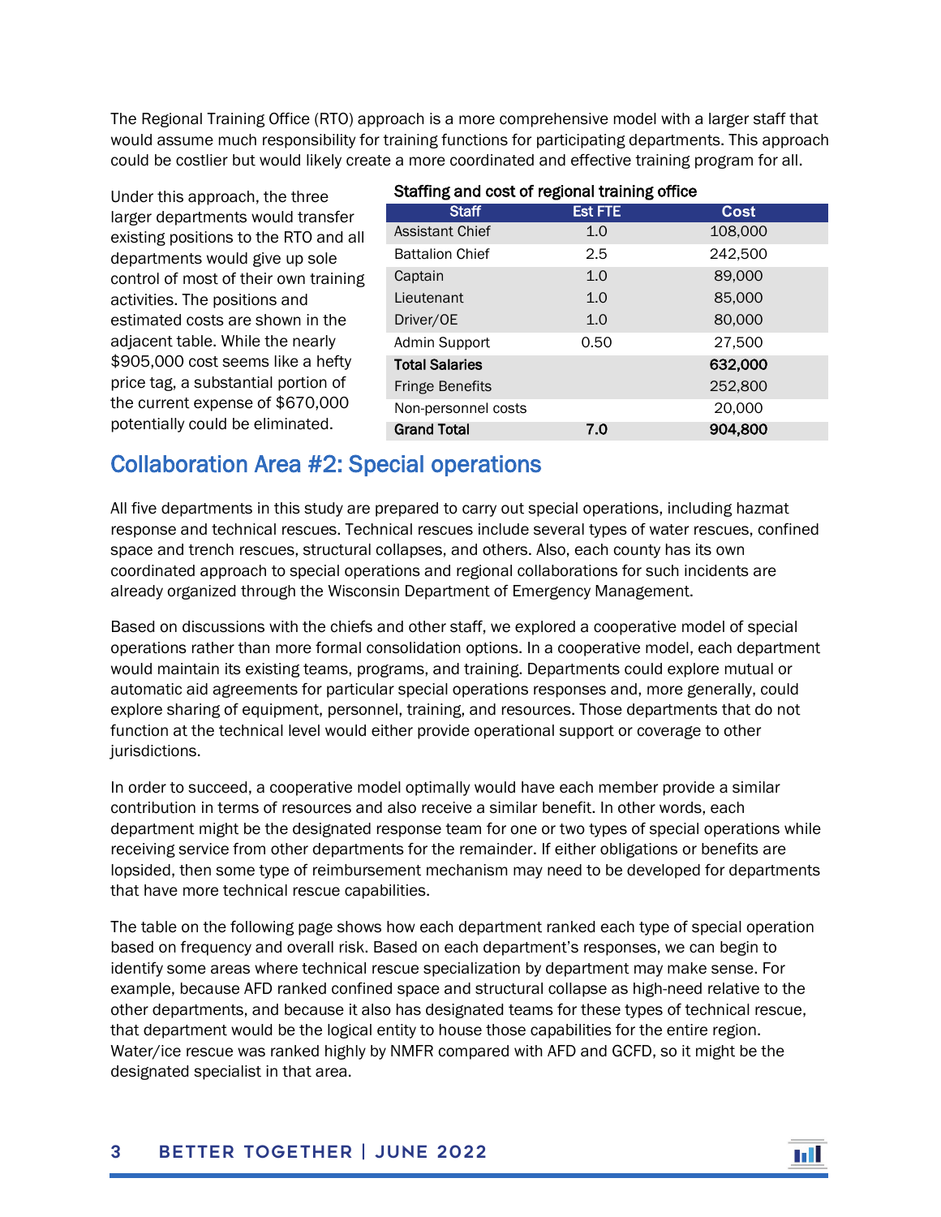The Regional Training Office (RTO) approach is a more comprehensive model with a larger staff that would assume much responsibility for training functions for participating departments. This approach could be costlier but would likely create a more coordinated and effective training program for all.

Under this approach, the three larger departments would transfer existing positions to the RTO and all departments would give up sole control of most of their own training activities. The positions and estimated costs are shown in the adjacent table. While the nearly $905,000 cost seems like a hefty price tag, a substantial portion of the current expense of $670,000 potentially could be eliminated.

**Staffing and cost of regional training office**

| Staff | Est FTE | Cost |
|---|---|---|
| Assistant Chief | 1.0 | 108,000 |
| Battalion Chief | 2.5 | 242,500 |
| Captain | 1.0 | 89,000 |
| Lieutenant | 1.0 | 85,000 |
| Driver/OE | 1.0 | 80,000 |
| Admin Support | 0.50 | 27,500 |
| **Total Salaries** | | **632,000** |
| Fringe Benefits | | 252,800 |
| Non-personnel costs | | 20,000 |
| **Grand Total** | **7.0** | **904,800** |

## Collaboration Area #2: Special operations

All five departments in this study are prepared to carry out special operations, including hazmat response and technical rescues. Technical rescues include several types of water rescues, confined space and trench rescues, structural collapses, and others. Also, each county has its own coordinated approach to special operations and regional collaborations for such incidents are already organized through the Wisconsin Department of Emergency Management.

Based on discussions with the chiefs and other staff, we explored a cooperative model of special operations rather than more formal consolidation options. In a cooperative model, each department would maintain its existing teams, programs, and training. Departments could explore mutual or automatic aid agreements for particular special operations responses and, more generally, could explore sharing of equipment, personnel, training, and resources. Those departments that do not function at the technical level would either provide operational support or coverage to other jurisdictions.

In order to succeed, a cooperative model optimally would have each member provide a similar contribution in terms of resources and also receive a similar benefit. In other words, each department might be the designated response team for one or two types of special operations while receiving service from other departments for the remainder. If either obligations or benefits are lopsided, then some type of reimbursement mechanism may need to be developed for departments that have more technical rescue capabilities.

The table on the following page shows how each department ranked each type of special operation based on frequency and overall risk. Based on each department's responses, we can begin to identify some areas where technical rescue specialization by department may make sense. For example, because AFD ranked confined space and structural collapse as high-need relative to the other departments, and because it also has designated teams for these types of technical rescue, that department would be the logical entity to house those capabilities for the entire region. Water/ice rescue was ranked highly by NMFR compared with AFD and GCFD, so it might be the designated specialist in that area.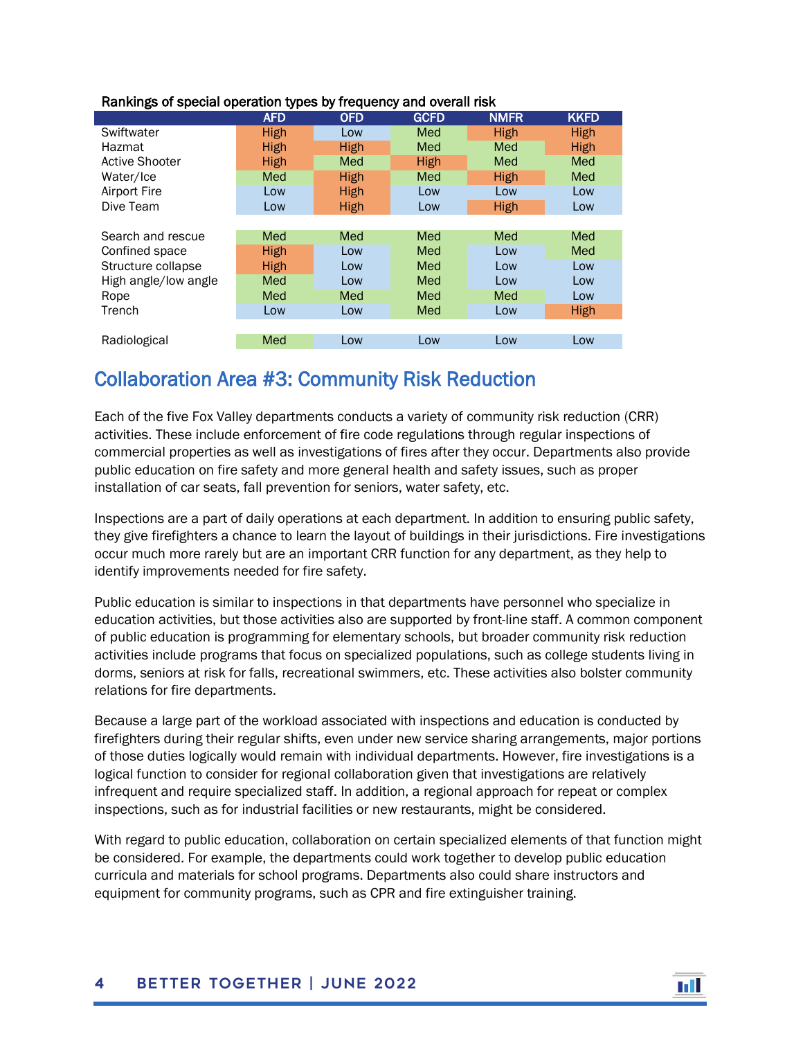**Rankings of special operation types by frequency and overall risk**

| | AFD | OFD | GCFD | NMFR | KKFD |
|---|---|---|---|---|---|
| Swiftwater | High | Low | Med | High | High |
| Hazmat | High | High | Med | Med | High |
| Active Shooter | High | Med | High | Med | Med |
| Water/Ice | Med | High | Med | High | Med |
| Airport Fire | Low | High | Low | Low | Low |
| Dive Team | Low | High | Low | High | Low |
| | | | | | |
| Search and rescue | Med | Med | Med | Med | Med |
| Confined space | High | Low | Med | Low | Med |
| Structure collapse | High | Low | Med | Low | Low |
| High angle/low angle | Med | Low | Med | Low | Low |
| Rope | Med | Med | Med | Med | Low |
| Trench | Low | Low | Med | Low | High |
| | | | | | |
| Radiological | Med | Low | Low | Low | Low |

## Collaboration Area #3: Community Risk Reduction

Each of the five Fox Valley departments conducts a variety of community risk reduction (CRR) activities. These include enforcement of fire code regulations through regular inspections of commercial properties as well as investigations of fires after they occur. Departments also provide public education on fire safety and more general health and safety issues, such as proper installation of car seats, fall prevention for seniors, water safety, etc.

Inspections are a part of daily operations at each department. In addition to ensuring public safety, they give firefighters a chance to learn the layout of buildings in their jurisdictions. Fire investigations occur much more rarely but are an important CRR function for any department, as they help to identify improvements needed for fire safety.

Public education is similar to inspections in that departments have personnel who specialize in education activities, but those activities also are supported by front-line staff. A common component of public education is programming for elementary schools, but broader community risk reduction activities include programs that focus on specialized populations, such as college students living in dorms, seniors at risk for falls, recreational swimmers, etc. These activities also bolster community relations for fire departments.

Because a large part of the workload associated with inspections and education is conducted by firefighters during their regular shifts, even under new service sharing arrangements, major portions of those duties logically would remain with individual departments. However, fire investigations is a logical function to consider for regional collaboration given that investigations are relatively infrequent and require specialized staff. In addition, a regional approach for repeat or complex inspections, such as for industrial facilities or new restaurants, might be considered.

With regard to public education, collaboration on certain specialized elements of that function might be considered. For example, the departments could work together to develop public education curricula and materials for school programs. Departments also could share instructors and equipment for community programs, such as CPR and fire extinguisher training.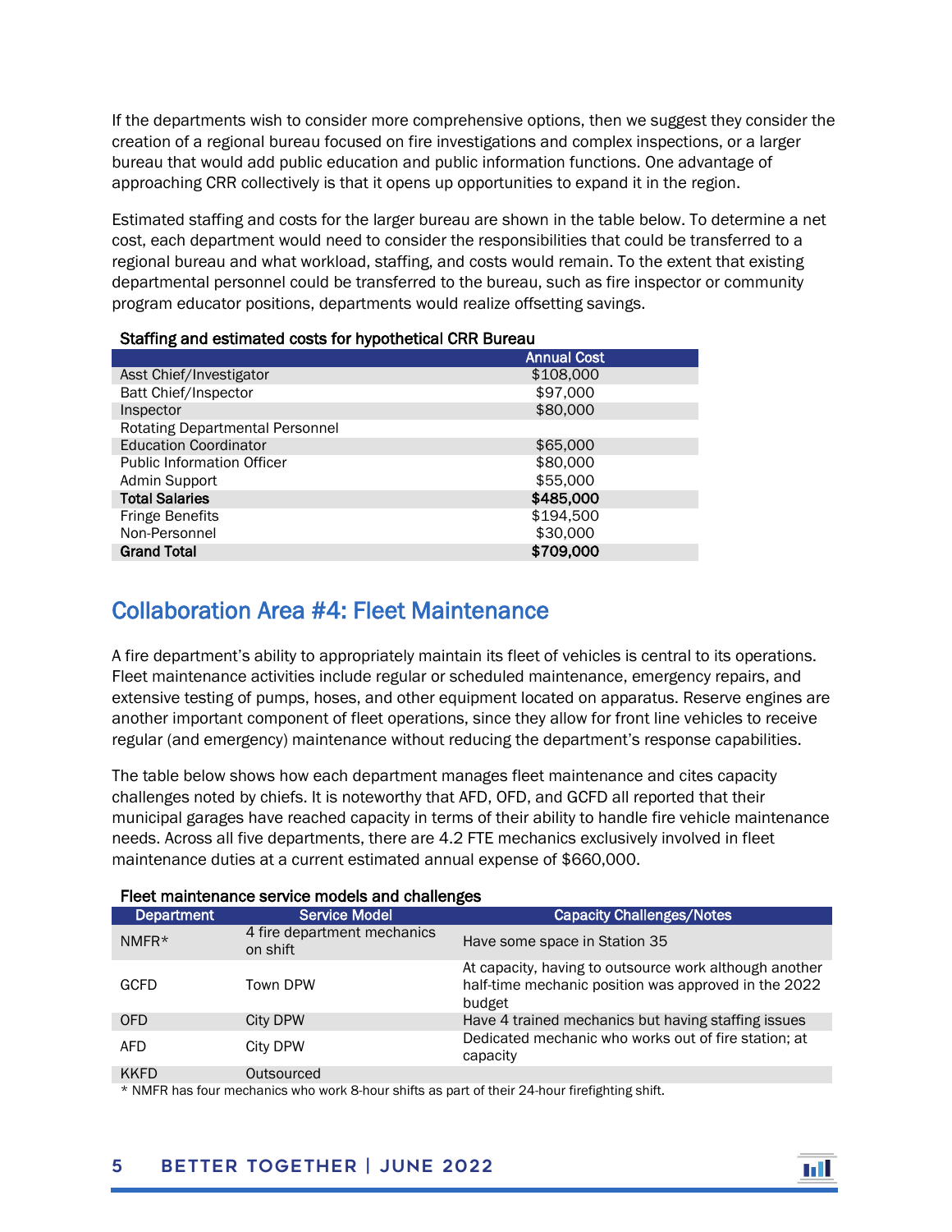If the departments wish to consider more comprehensive options, then we suggest they consider the creation of a regional bureau focused on fire investigations and complex inspections, or a larger bureau that would add public education and public information functions. One advantage of approaching CRR collectively is that it opens up opportunities to expand it in the region.

Estimated staffing and costs for the larger bureau are shown in the table below. To determine a net cost, each department would need to consider the responsibilities that could be transferred to a regional bureau and what workload, staffing, and costs would remain. To the extent that existing departmental personnel could be transferred to the bureau, such as fire inspector or community program educator positions, departments would realize offsetting savings.

**Staffing and estimated costs for hypothetical CRR Bureau**

| | Annual Cost |
|---|---|
| Asst Chief/Investigator | $108,000 |
| Batt Chief/Inspector | $97,000 |
| Inspector | $80,000 |
| Rotating Departmental Personnel | |
| Education Coordinator | $65,000 |
| Public Information Officer | $80,000 |
| Admin Support | $55,000 |
| **Total Salaries** | **$485,000** |
| Fringe Benefits | $194,500 |
| Non-Personnel | $30,000 |
| **Grand Total** | **$709,000** |

## Collaboration Area #4: Fleet Maintenance

A fire department's ability to appropriately maintain its fleet of vehicles is central to its operations. Fleet maintenance activities include regular or scheduled maintenance, emergency repairs, and extensive testing of pumps, hoses, and other equipment located on apparatus. Reserve engines are another important component of fleet operations, since they allow for front line vehicles to receive regular (and emergency) maintenance without reducing the department's response capabilities.

The table below shows how each department manages fleet maintenance and cites capacity challenges noted by chiefs. It is noteworthy that AFD, OFD, and GCFD all reported that their municipal garages have reached capacity in terms of their ability to handle fire vehicle maintenance needs. Across all five departments, there are 4.2 FTE mechanics exclusively involved in fleet maintenance duties at a current estimated annual expense of $660,000.

**Fleet maintenance service models and challenges**

| Department | Service Model | Capacity Challenges/Notes |
|---|---|---|
| NMFR* | 4 fire department mechanics on shift | Have some space in Station 35 |
| GCFD | Town DPW | At capacity, having to outsource work although another half-time mechanic position was approved in the 2022 budget |
| OFD | City DPW | Have 4 trained mechanics but having staffing issues |
| AFD | City DPW | Dedicated mechanic who works out of fire station; at capacity |
| KKFD | Outsourced | |

* NMFR has four mechanics who work 8-hour shifts as part of their 24-hour firefighting shift.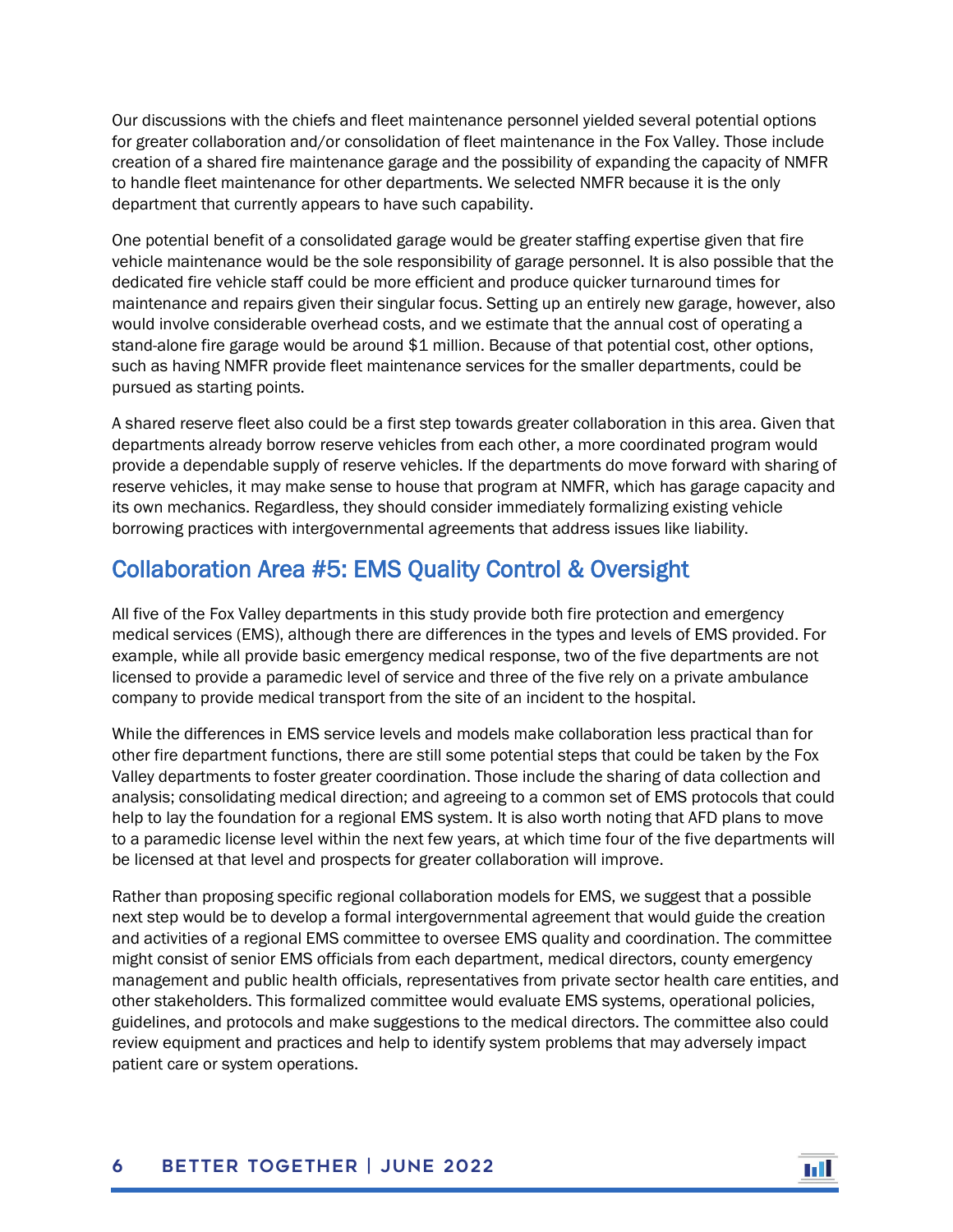Our discussions with the chiefs and fleet maintenance personnel yielded several potential options for greater collaboration and/or consolidation of fleet maintenance in the Fox Valley. Those include creation of a shared fire maintenance garage and the possibility of expanding the capacity of NMFR to handle fleet maintenance for other departments. We selected NMFR because it is the only department that currently appears to have such capability.

One potential benefit of a consolidated garage would be greater staffing expertise given that fire vehicle maintenance would be the sole responsibility of garage personnel. It is also possible that the dedicated fire vehicle staff could be more efficient and produce quicker turnaround times for maintenance and repairs given their singular focus. Setting up an entirely new garage, however, also would involve considerable overhead costs, and we estimate that the annual cost of operating a stand-alone fire garage would be around $1 million. Because of that potential cost, other options, such as having NMFR provide fleet maintenance services for the smaller departments, could be pursued as starting points.

A shared reserve fleet also could be a first step towards greater collaboration in this area. Given that departments already borrow reserve vehicles from each other, a more coordinated program would provide a dependable supply of reserve vehicles. If the departments do move forward with sharing of reserve vehicles, it may make sense to house that program at NMFR, which has garage capacity and its own mechanics. Regardless, they should consider immediately formalizing existing vehicle borrowing practices with intergovernmental agreements that address issues like liability.

## Collaboration Area #5: EMS Quality Control & Oversight

All five of the Fox Valley departments in this study provide both fire protection and emergency medical services (EMS), although there are differences in the types and levels of EMS provided. For example, while all provide basic emergency medical response, two of the five departments are not licensed to provide a paramedic level of service and three of the five rely on a private ambulance company to provide medical transport from the site of an incident to the hospital.

While the differences in EMS service levels and models make collaboration less practical than for other fire department functions, there are still some potential steps that could be taken by the Fox Valley departments to foster greater coordination. Those include the sharing of data collection and analysis; consolidating medical direction; and agreeing to a common set of EMS protocols that could help to lay the foundation for a regional EMS system. It is also worth noting that AFD plans to move to a paramedic license level within the next few years, at which time four of the five departments will be licensed at that level and prospects for greater collaboration will improve.

Rather than proposing specific regional collaboration models for EMS, we suggest that a possible next step would be to develop a formal intergovernmental agreement that would guide the creation and activities of a regional EMS committee to oversee EMS quality and coordination. The committee might consist of senior EMS officials from each department, medical directors, county emergency management and public health officials, representatives from private sector health care entities, and other stakeholders. This formalized committee would evaluate EMS systems, operational policies, guidelines, and protocols and make suggestions to the medical directors. The committee also could review equipment and practices and help to identify system problems that may adversely impact patient care or system operations.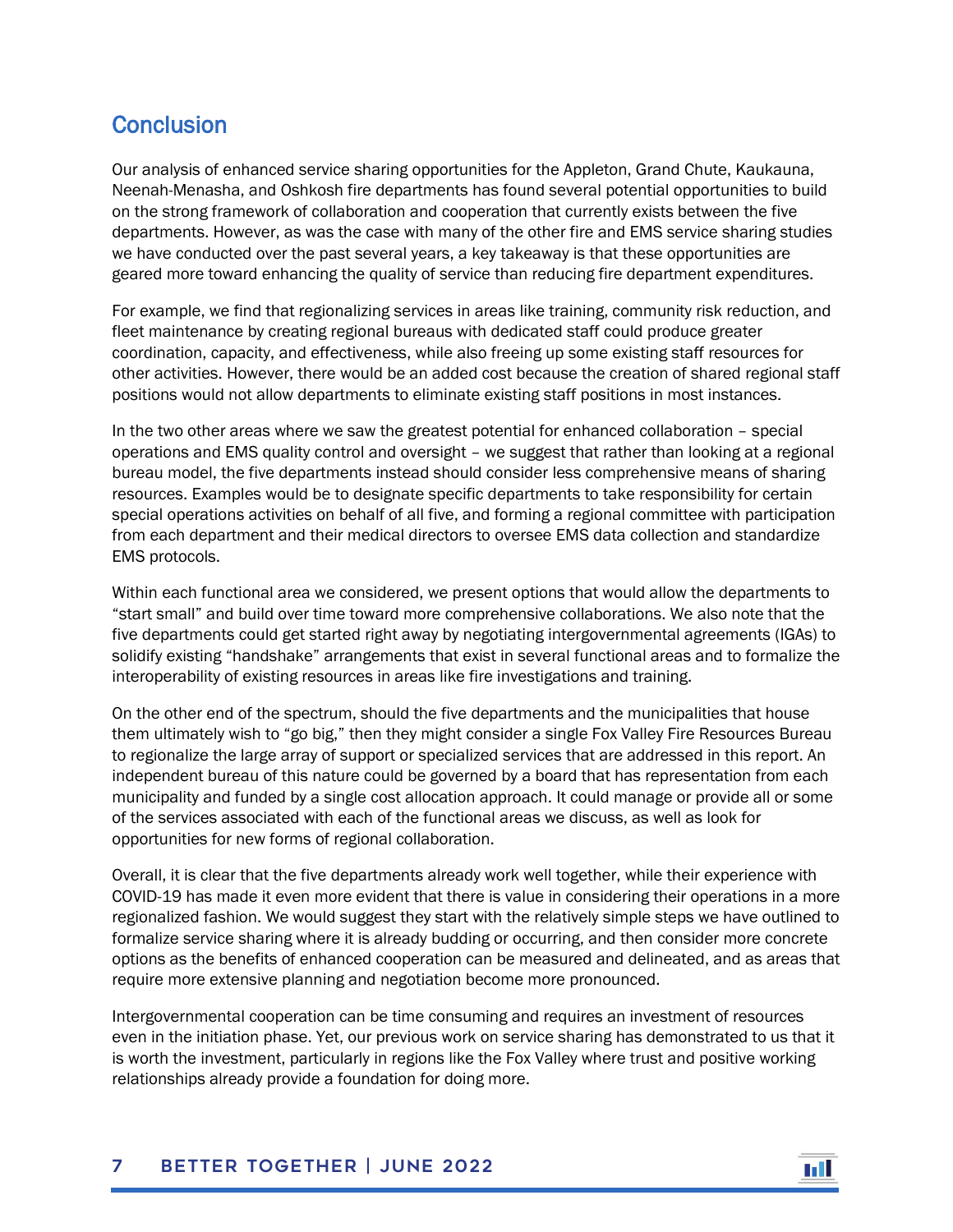## Conclusion

Our analysis of enhanced service sharing opportunities for the Appleton, Grand Chute, Kaukauna, Neenah-Menasha, and Oshkosh fire departments has found several potential opportunities to build on the strong framework of collaboration and cooperation that currently exists between the five departments. However, as was the case with many of the other fire and EMS service sharing studies we have conducted over the past several years, a key takeaway is that these opportunities are geared more toward enhancing the quality of service than reducing fire department expenditures.

For example, we find that regionalizing services in areas like training, community risk reduction, and fleet maintenance by creating regional bureaus with dedicated staff could produce greater coordination, capacity, and effectiveness, while also freeing up some existing staff resources for other activities. However, there would be an added cost because the creation of shared regional staff positions would not allow departments to eliminate existing staff positions in most instances.

In the two other areas where we saw the greatest potential for enhanced collaboration – special operations and EMS quality control and oversight – we suggest that rather than looking at a regional bureau model, the five departments instead should consider less comprehensive means of sharing resources. Examples would be to designate specific departments to take responsibility for certain special operations activities on behalf of all five, and forming a regional committee with participation from each department and their medical directors to oversee EMS data collection and standardize EMS protocols.

Within each functional area we considered, we present options that would allow the departments to "start small" and build over time toward more comprehensive collaborations. We also note that the five departments could get started right away by negotiating intergovernmental agreements (IGAs) to solidify existing "handshake" arrangements that exist in several functional areas and to formalize the interoperability of existing resources in areas like fire investigations and training.

On the other end of the spectrum, should the five departments and the municipalities that house them ultimately wish to "go big," then they might consider a single Fox Valley Fire Resources Bureau to regionalize the large array of support or specialized services that are addressed in this report. An independent bureau of this nature could be governed by a board that has representation from each municipality and funded by a single cost allocation approach. It could manage or provide all or some of the services associated with each of the functional areas we discuss, as well as look for opportunities for new forms of regional collaboration.

Overall, it is clear that the five departments already work well together, while their experience with COVID-19 has made it even more evident that there is value in considering their operations in a more regionalized fashion. We would suggest they start with the relatively simple steps we have outlined to formalize service sharing where it is already budding or occurring, and then consider more concrete options as the benefits of enhanced cooperation can be measured and delineated, and as areas that require more extensive planning and negotiation become more pronounced.

Intergovernmental cooperation can be time consuming and requires an investment of resources even in the initiation phase. Yet, our previous work on service sharing has demonstrated to us that it is worth the investment, particularly in regions like the Fox Valley where trust and positive working relationships already provide a foundation for doing more.